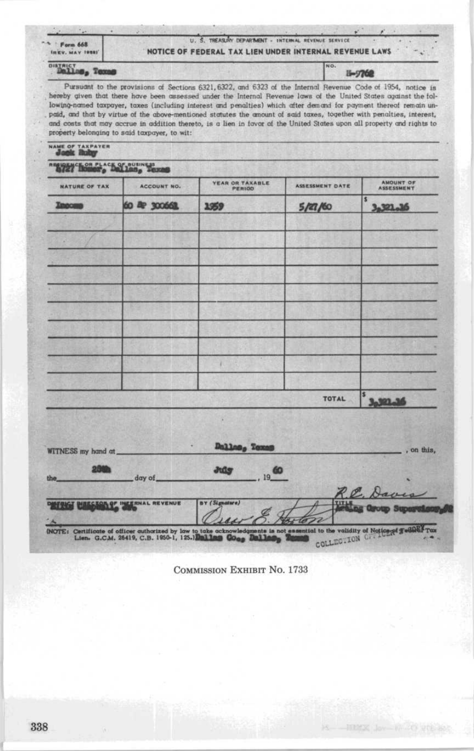Form 668
(REV. MAY 1958)

U. S. TREASURY DEPARTMENT - INTERNAL REVENUE SERVICE

# NOTICE OF FEDERAL TAX LIEN UNDER INTERNAL REVENUE LAWS

DISTRICT
Dallas, Texas

NO.
H-9762

Pursuant to the provisions of Sections 6321, 6322, and 6323 of the Internal Revenue Code of 1954, notice is hereby given that there have been assessed under the Internal Revenue laws of the United States against the following-named taxpayer, taxes (including interest and penalties) which after demand for payment thereof remain unpaid, and that by virtue of the above-mentioned statutes the amount of said taxes, together with penalties, interest, and costs that may accrue in addition thereto, is a lien in favor of the United States upon all property and rights to property belonging to said taxpayer, to wit:

NAME OF TAXPAYER
Jack Ruby

RESIDENCE OR PLACE OF BUSINESS
5727 Homer, Dallas, Texas

| NATURE OF TAX | ACCOUNT NO. | YEAR OR TAXABLE PERIOD | ASSESSMENT DATE | AMOUNT OF ASSESSMENT |
|---|---|---|---|---|
| Income | 60 Sp 300662 | 1959 | 5/27/60 | $ 3,321.36 |
| | | | | |
| | | | | |
| | | | | |
| | | | | |
| | | | | |
| | | | | |
| | | | | |
| | | | | |
| | | | TOTAL | $ 3,321.36 |

WITNESS my hand at Dallas, Texas, on this, the 28th day of July, 19 60

R. C. Davis

DISTRICT DIRECTOR OF INTERNAL REVENUE
Ellis Campbell, Jr.

BY (Signature)
Oscar E. Horton

TITLE
Acting Group Supervisor, CO

(NOTE: Certificate of officer authorized by law to take acknowledgments is not essential to the validity of Notice of Federal Tax Lien. G.C.M. 25419, C.B. 1950-1, 125.) Dallas Co., Dallas, Texas

COLLECTION OFFICER

COMMISSION EXHIBIT No. 1733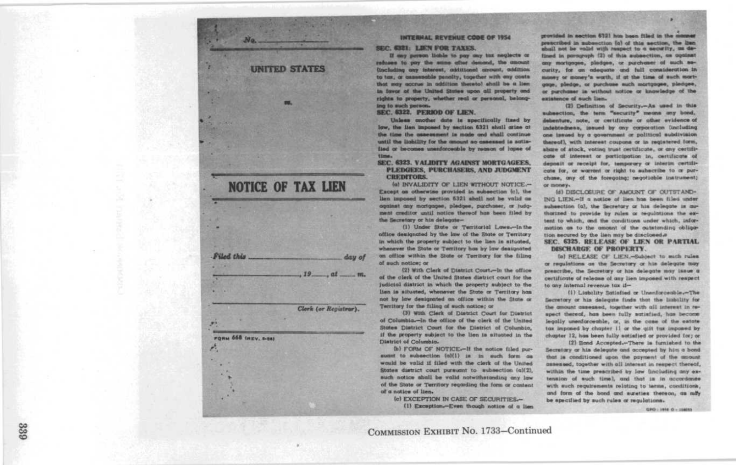No. ____________

UNITED STATES

vs.

# NOTICE OF TAX LIEN

Filed this ____________ day of ____________, 19____, at ____ m.

____________ Clerk (or Registrar).

FORM 668 (REV. 5-58)

## INTERNAL REVENUE CODE OF 1954

### SEC. 6321. LIEN FOR TAXES.

If any person liable to pay any tax neglects or refuses to pay the same after demand, the amount (including any interest, additional amount, addition to tax, or assessable penalty, together with any costs that may accrue in addition thereto) shall be a lien in favor of the United States upon all property and rights to property, whether real or personal, belonging to such person.

### SEC. 6322. PERIOD OF LIEN.

Unless another date is specifically fixed by law, the lien imposed by section 6321 shall arise at the time the assessment is made and shall continue until the liability for the amount so assessed is satisfied or becomes unenforceable by reason of lapse of time.

### SEC. 6323. VALIDITY AGAINST MORTGAGEES, PLEDGEES, PURCHASERS, AND JUDGMENT CREDITORS.

(a) INVALIDITY OF LIEN WITHOUT NOTICE.—Except as otherwise provided in subsection (c), the lien imposed by section 6321 shall not be valid as against any mortgagee, pledgee, purchaser, or judgment creditor until notice thereof has been filed by the Secretary or his delegate—

(1) Under State or Territorial Laws.—In the office designated by the law of the State or Territory in which the property subject to the lien is situated, whenever the State or Territory has by law designated an office within the State or Territory for the filing of such notice; or

(2) With Clerk of District Court.—In the office of the clerk of the United States district court for the judicial district in which the property subject to the lien is situated, whenever the State or Territory has not by law designated an office within the State or Territory for the filing of such notice; or

(3) With Clerk of District Court for District of Columbia.—In the office of the clerk of the United States District Court for the District of Columbia, if the property subject to the lien is situated in the District of Columbia.

(b) FORM OF NOTICE.—If the notice filed pursuant to subsection (a)(1) is in such form as would be valid if filed with the clerk of the United States district court pursuant to subsection (a)(2), such notice shall be valid notwithstanding any law of the State or Territory regarding the form or content of a notice of lien.

(c) EXCEPTION IN CASE OF SECURITIES.—

(1) Exception.—Even though notice of a lien provided in section 6321 has been filed in the manner prescribed in subsection (a) of this section, the lien shall not be valid with respect to a security, as defined in paragraph (2) of this subsection, as against any mortgagee, pledgee, or purchaser of such security, for an adequate and full consideration in money or money's worth, if at the time of such mortgage, pledge, or purchase such mortgagee, pledgee, or purchaser is without notice or knowledge of the existence of such lien.

(2) Definition of Security.—As used in this subsection, the term "security" means any bond, debenture, note, or certificate or other evidence of indebtedness, issued by any corporation (including one issued by a government or political subdivision thereof), with interest coupons or in registered form, share of stock, voting trust certificate, or any certificate of interest or participation in, certificate of deposit or receipt for, temporary or interim certificate for, or warrant or right to subscribe to or purchase, any of the foregoing; negotiable instrument; or money.

(d) DISCLOSURE OF AMOUNT OF OUTSTANDING LIEN.—If a notice of lien has been filed under subsection (a), the Secretary or his delegate is authorized to provide by rules or regulations the extent to which, and the conditions under which, information as to the amount of the outstanding obligation secured by the lien may be disclosed.

### SEC. 6325. RELEASE OF LIEN OR PARTIAL DISCHARGE OF PROPERTY.

(a) RELEASE OF LIEN.—Subject to such rules or regulations as the Secretary or his delegate may prescribe, the Secretary or his delegate may issue a certificate of release of any lien imposed with respect to any internal revenue tax if—

(1) Liability Satisfied or Unenforceable.—The Secretary or his delegate finds that the liability for the amount assessed, together with all interest in respect thereof, has been fully satisfied, has become legally unenforceable, or, in the case of the estate tax imposed by chapter 11 or the gift tax imposed by chapter 12, has been fully satisfied or provided for; or

(2) Bond Accepted.—There is furnished to the Secretary or his delegate and accepted by him a bond that is conditioned upon the payment of the amount assessed, together with all interest in respect thereof, within the time prescribed by law (including any extension of such time), and that is in accordance with such requirements relating to terms, conditions, and form of the bond and sureties thereon, as may be specified by such rules or regulations.

GPO : 1958 O - 108053

COMMISSION EXHIBIT No. 1733—Continued